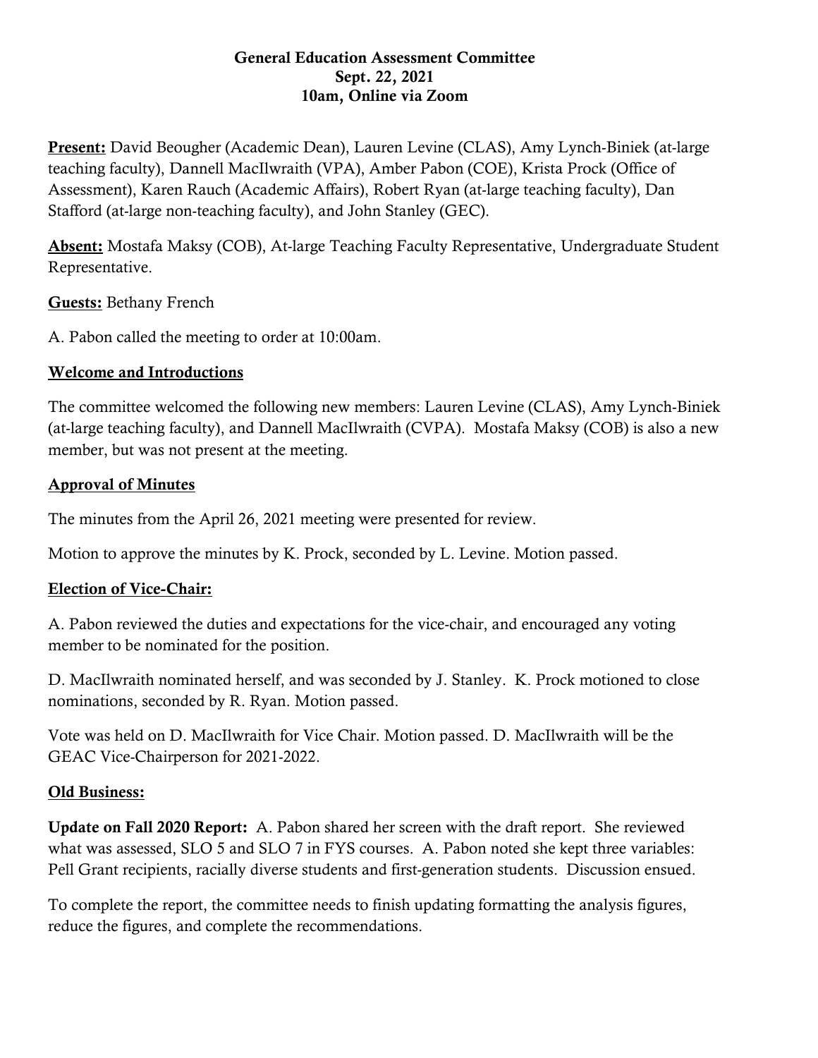**General Education Assessment Committee**
**Sept. 22, 2021**
**10am, Online via Zoom**

**Present:** David Beougher (Academic Dean), Lauren Levine (CLAS), Amy Lynch-Biniek (at-large teaching faculty), Dannell MacIlwraith (VPA), Amber Pabon (COE), Krista Prock (Office of Assessment), Karen Rauch (Academic Affairs), Robert Ryan (at-large teaching faculty), Dan Stafford (at-large non-teaching faculty), and John Stanley (GEC).

**Absent:** Mostafa Maksy (COB), At-large Teaching Faculty Representative, Undergraduate Student Representative.

**Guests:** Bethany French

A. Pabon called the meeting to order at 10:00am.

**Welcome and Introductions**

The committee welcomed the following new members: Lauren Levine (CLAS), Amy Lynch-Biniek (at-large teaching faculty), and Dannell MacIlwraith (CVPA). Mostafa Maksy (COB) is also a new member, but was not present at the meeting.

**Approval of Minutes**

The minutes from the April 26, 2021 meeting were presented for review.

Motion to approve the minutes by K. Prock, seconded by L. Levine. Motion passed.

**Election of Vice-Chair:**

A. Pabon reviewed the duties and expectations for the vice-chair, and encouraged any voting member to be nominated for the position.

D. MacIlwraith nominated herself, and was seconded by J. Stanley. K. Prock motioned to close nominations, seconded by R. Ryan. Motion passed.

Vote was held on D. MacIlwraith for Vice Chair. Motion passed. D. MacIlwraith will be the GEAC Vice-Chairperson for 2021-2022.

**Old Business:**

**Update on Fall 2020 Report:** A. Pabon shared her screen with the draft report. She reviewed what was assessed, SLO 5 and SLO 7 in FYS courses. A. Pabon noted she kept three variables: Pell Grant recipients, racially diverse students and first-generation students. Discussion ensued.

To complete the report, the committee needs to finish updating formatting the analysis figures, reduce the figures, and complete the recommendations.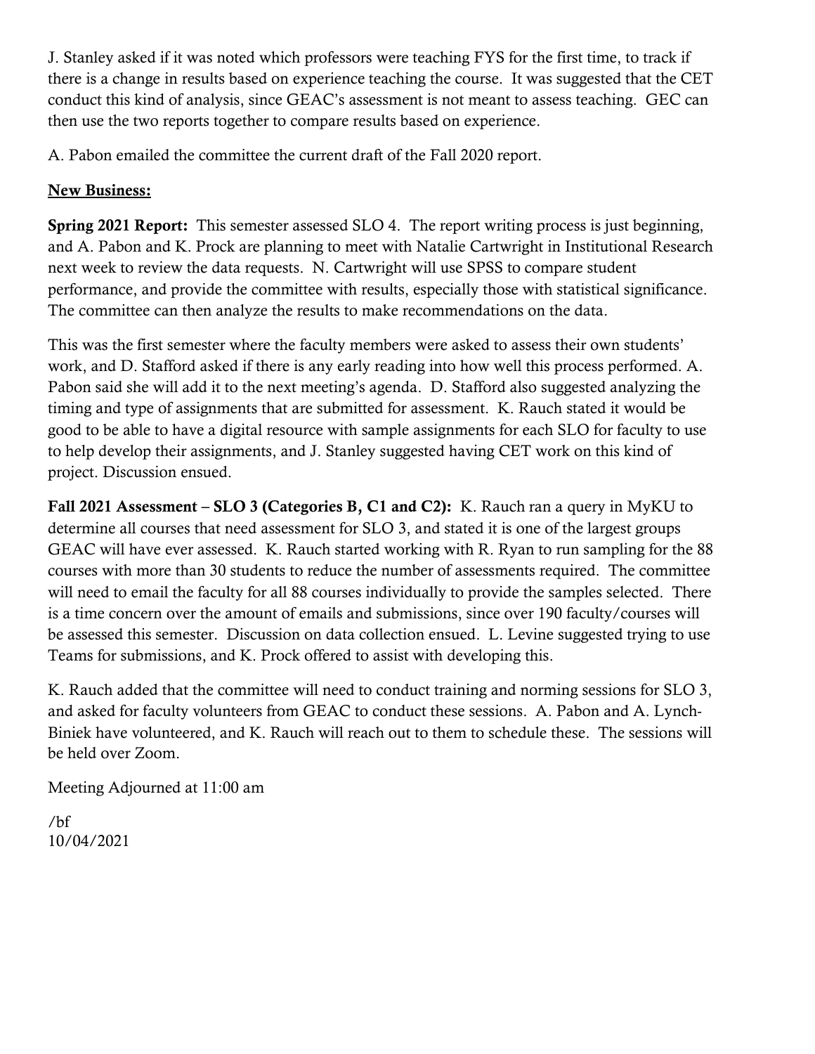J. Stanley asked if it was noted which professors were teaching FYS for the first time, to track if there is a change in results based on experience teaching the course. It was suggested that the CET conduct this kind of analysis, since GEAC's assessment is not meant to assess teaching. GEC can then use the two reports together to compare results based on experience.

A. Pabon emailed the committee the current draft of the Fall 2020 report.

## New Business:

**Spring 2021 Report:** This semester assessed SLO 4. The report writing process is just beginning, and A. Pabon and K. Prock are planning to meet with Natalie Cartwright in Institutional Research next week to review the data requests. N. Cartwright will use SPSS to compare student performance, and provide the committee with results, especially those with statistical significance. The committee can then analyze the results to make recommendations on the data.

This was the first semester where the faculty members were asked to assess their own students' work, and D. Stafford asked if there is any early reading into how well this process performed. A. Pabon said she will add it to the next meeting's agenda. D. Stafford also suggested analyzing the timing and type of assignments that are submitted for assessment. K. Rauch stated it would be good to be able to have a digital resource with sample assignments for each SLO for faculty to use to help develop their assignments, and J. Stanley suggested having CET work on this kind of project. Discussion ensued.

**Fall 2021 Assessment – SLO 3 (Categories B, C1 and C2):** K. Rauch ran a query in MyKU to determine all courses that need assessment for SLO 3, and stated it is one of the largest groups GEAC will have ever assessed. K. Rauch started working with R. Ryan to run sampling for the 88 courses with more than 30 students to reduce the number of assessments required. The committee will need to email the faculty for all 88 courses individually to provide the samples selected. There is a time concern over the amount of emails and submissions, since over 190 faculty/courses will be assessed this semester. Discussion on data collection ensued. L. Levine suggested trying to use Teams for submissions, and K. Prock offered to assist with developing this.

K. Rauch added that the committee will need to conduct training and norming sessions for SLO 3, and asked for faculty volunteers from GEAC to conduct these sessions. A. Pabon and A. Lynch-Biniek have volunteered, and K. Rauch will reach out to them to schedule these. The sessions will be held over Zoom.

Meeting Adjourned at 11:00 am

/bf
10/04/2021